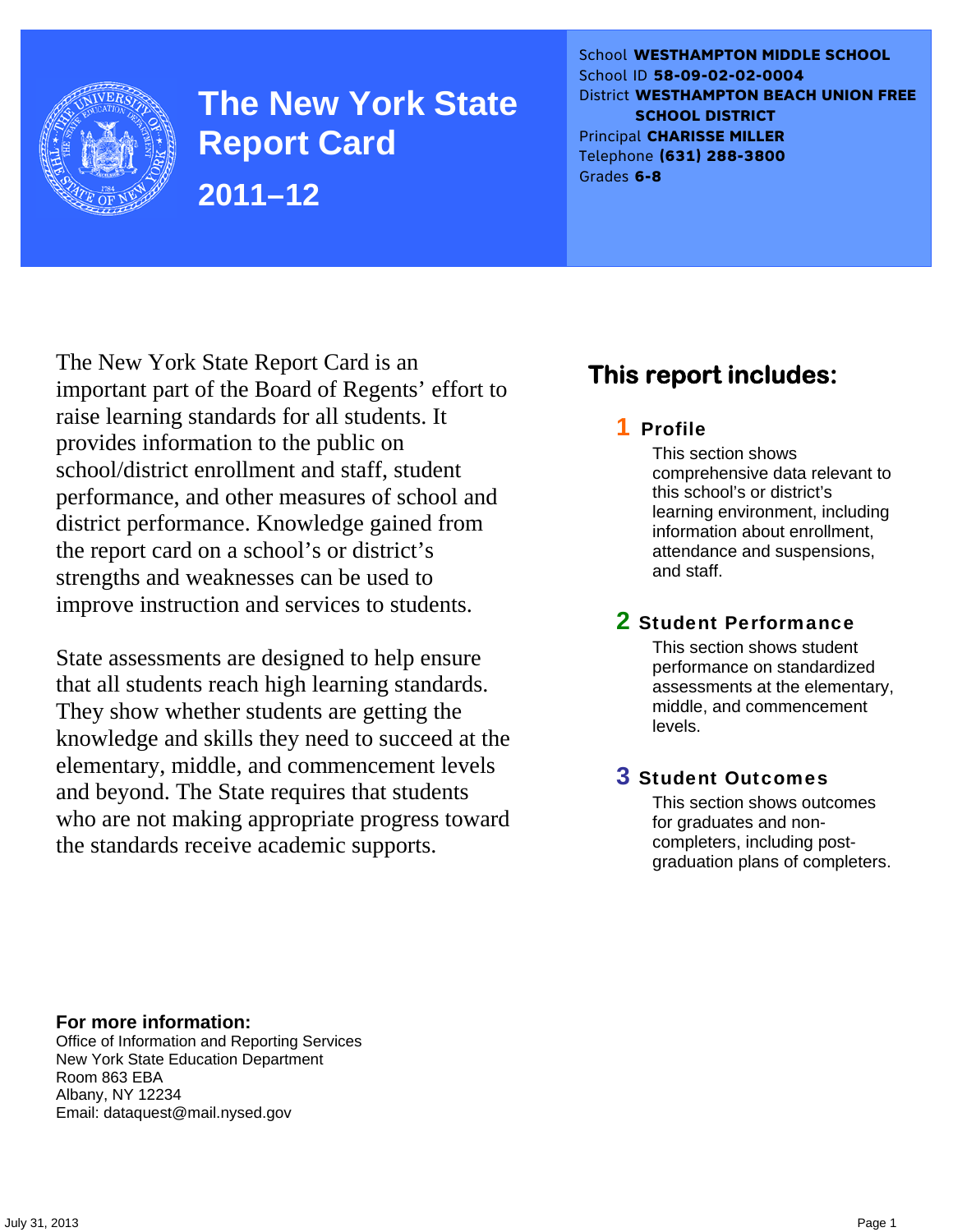# The New York State Report Card

## 2011–12

School **WESTHAMPTON MIDDLE SCHOOL**
School ID **58-09-02-02-0004**
District **WESTHAMPTON BEACH UNION FREE SCHOOL DISTRICT**
Principal **CHARISSE MILLER**
Telephone **(631) 288-3800**
Grades **6-8**

The New York State Report Card is an important part of the Board of Regents' effort to raise learning standards for all students. It provides information to the public on school/district enrollment and staff, student performance, and other measures of school and district performance. Knowledge gained from the report card on a school's or district's strengths and weaknesses can be used to improve instruction and services to students.

State assessments are designed to help ensure that all students reach high learning standards. They show whether students are getting the knowledge and skills they need to succeed at the elementary, middle, and commencement levels and beyond. The State requires that students who are not making appropriate progress toward the standards receive academic supports.

## This report includes:

**1 Profile**

This section shows comprehensive data relevant to this school's or district's learning environment, including information about enrollment, attendance and suspensions, and staff.

**2 Student Performance**

This section shows student performance on standardized assessments at the elementary, middle, and commencement levels.

**3 Student Outcomes**

This section shows outcomes for graduates and non-completers, including post-graduation plans of completers.

**For more information:**
Office of Information and Reporting Services
New York State Education Department
Room 863 EBA
Albany, NY 12234
Email: dataquest@mail.nysed.gov

July 31, 2013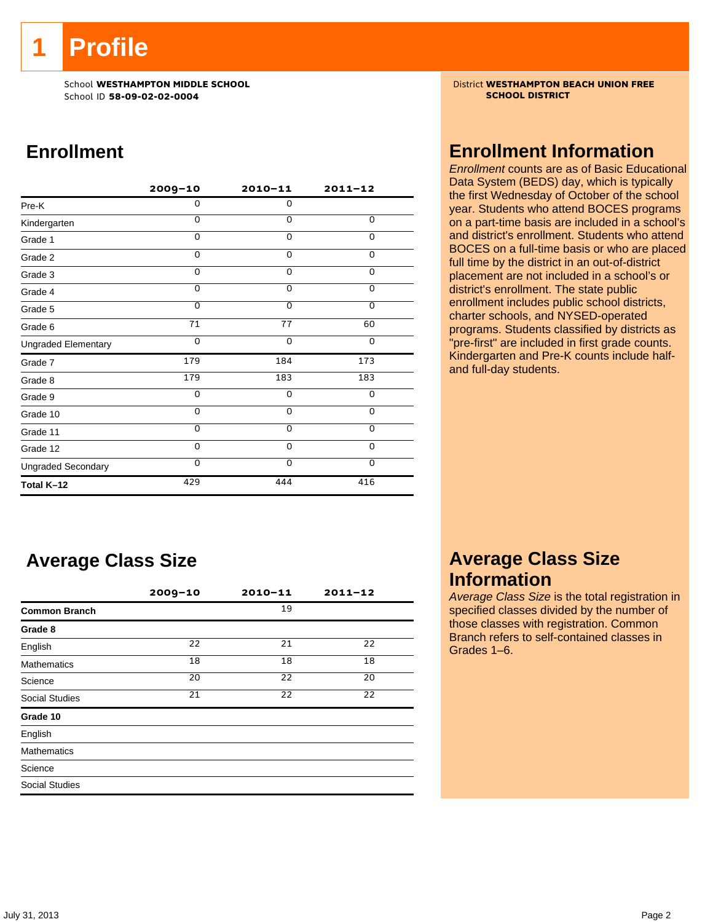# 1 Profile

School **WESTHAMPTON MIDDLE SCHOOL**
School ID **58-09-02-02-0004**

District **WESTHAMPTON BEACH UNION FREE SCHOOL DISTRICT**

## Enrollment

| | 2009–10 | 2010–11 | 2011–12 |
|---|---|---|---|
| Pre-K | 0 | 0 | |
| Kindergarten | 0 | 0 | 0 |
| Grade 1 | 0 | 0 | 0 |
| Grade 2 | 0 | 0 | 0 |
| Grade 3 | 0 | 0 | 0 |
| Grade 4 | 0 | 0 | 0 |
| Grade 5 | 0 | 0 | 0 |
| Grade 6 | 71 | 77 | 60 |
| Ungraded Elementary | 0 | 0 | 0 |
| Grade 7 | 179 | 184 | 173 |
| Grade 8 | 179 | 183 | 183 |
| Grade 9 | 0 | 0 | 0 |
| Grade 10 | 0 | 0 | 0 |
| Grade 11 | 0 | 0 | 0 |
| Grade 12 | 0 | 0 | 0 |
| Ungraded Secondary | 0 | 0 | 0 |
| **Total K–12** | 429 | 444 | 416 |

## Enrollment Information

*Enrollment* counts are as of Basic Educational Data System (BEDS) day, which is typically the first Wednesday of October of the school year. Students who attend BOCES programs on a part-time basis are included in a school's and district's enrollment. Students who attend BOCES on a full-time basis or who are placed full time by the district in an out-of-district placement are not included in a school's or district's enrollment. The state public enrollment includes public school districts, charter schools, and NYSED-operated programs. Students classified by districts as "pre-first" are included in first grade counts. Kindergarten and Pre-K counts include half- and full-day students.

## Average Class Size

| | 2009–10 | 2010–11 | 2011–12 |
|---|---|---|---|
| **Common Branch** | | 19 | |
| **Grade 8** | | | |
| English | 22 | 21 | 22 |
| Mathematics | 18 | 18 | 18 |
| Science | 20 | 22 | 20 |
| Social Studies | 21 | 22 | 22 |
| **Grade 10** | | | |
| English | | | |
| Mathematics | | | |
| Science | | | |
| Social Studies | | | |

## Average Class Size Information

*Average Class Size* is the total registration in specified classes divided by the number of those classes with registration. Common Branch refers to self-contained classes in Grades 1–6.

July 31, 2013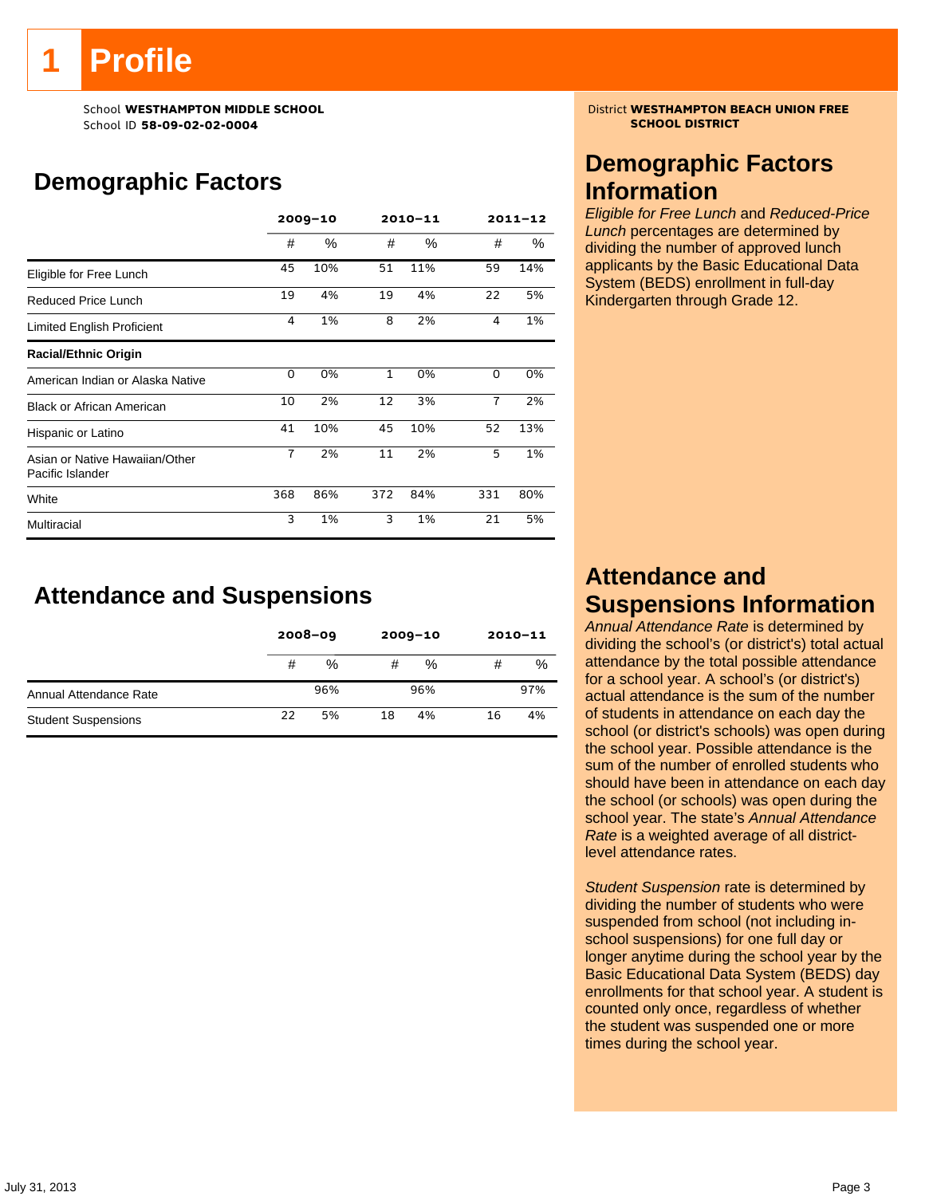# 1 Profile

School **WESTHAMPTON MIDDLE SCHOOL**
School ID **58-09-02-02-0004**

District **WESTHAMPTON BEACH UNION FREE SCHOOL DISTRICT**

## Demographic Factors

| | 2009–10 | | 2010–11 | | 2011–12 | |
|---|---|---|---|---|---|---|
| | # | % | # | % | # | % |
| Eligible for Free Lunch | 45 | 10% | 51 | 11% | 59 | 14% |
| Reduced Price Lunch | 19 | 4% | 19 | 4% | 22 | 5% |
| Limited English Proficient | 4 | 1% | 8 | 2% | 4 | 1% |
| **Racial/Ethnic Origin** | | | | | | |
| American Indian or Alaska Native | 0 | 0% | 1 | 0% | 0 | 0% |
| Black or African American | 10 | 2% | 12 | 3% | 7 | 2% |
| Hispanic or Latino | 41 | 10% | 45 | 10% | 52 | 13% |
| Asian or Native Hawaiian/Other Pacific Islander | 7 | 2% | 11 | 2% | 5 | 1% |
| White | 368 | 86% | 372 | 84% | 331 | 80% |
| Multiracial | 3 | 1% | 3 | 1% | 21 | 5% |

## Demographic Factors Information

*Eligible for Free Lunch* and *Reduced-Price Lunch* percentages are determined by dividing the number of approved lunch applicants by the Basic Educational Data System (BEDS) enrollment in full-day Kindergarten through Grade 12.

## Attendance and Suspensions

| | 2008–09 | | 2009–10 | | 2010–11 | |
|---|---|---|---|---|---|---|
| | # | % | # | % | # | % |
| Annual Attendance Rate | | 96% | | 96% | | 97% |
| Student Suspensions | 22 | 5% | 18 | 4% | 16 | 4% |

## Attendance and Suspensions Information

*Annual Attendance Rate* is determined by dividing the school's (or district's) total actual attendance by the total possible attendance for a school year. A school's (or district's) actual attendance is the sum of the number of students in attendance on each day the school (or district's schools) was open during the school year. Possible attendance is the sum of the number of enrolled students who should have been in attendance on each day the school (or schools) was open during the school year. The state's *Annual Attendance Rate* is a weighted average of all district-level attendance rates.

*Student Suspension* rate is determined by dividing the number of students who were suspended from school (not including in-school suspensions) for one full day or longer anytime during the school year by the Basic Educational Data System (BEDS) day enrollments for that school year. A student is counted only once, regardless of whether the student was suspended one or more times during the school year.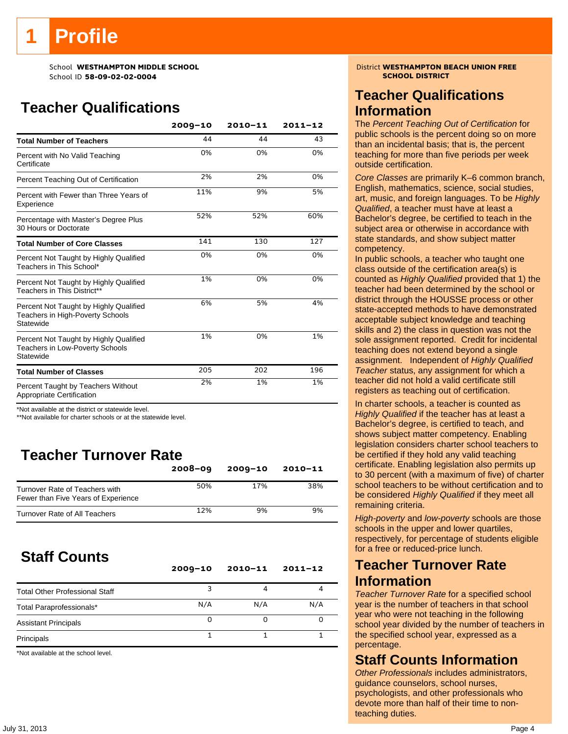# 1 Profile

School **WESTHAMPTON MIDDLE SCHOOL**
School ID **58-09-02-02-0004**

District **WESTHAMPTON BEACH UNION FREE SCHOOL DISTRICT**

## Teacher Qualifications

| | 2009–10 | 2010–11 | 2011–12 |
|---|---|---|---|
| **Total Number of Teachers** | 44 | 44 | 43 |
| Percent with No Valid Teaching Certificate | 0% | 0% | 0% |
| Percent Teaching Out of Certification | 2% | 2% | 0% |
| Percent with Fewer than Three Years of Experience | 11% | 9% | 5% |
| Percentage with Master's Degree Plus 30 Hours or Doctorate | 52% | 52% | 60% |
| **Total Number of Core Classes** | 141 | 130 | 127 |
| Percent Not Taught by Highly Qualified Teachers in This School* | 0% | 0% | 0% |
| Percent Not Taught by Highly Qualified Teachers in This District** | 1% | 0% | 0% |
| Percent Not Taught by Highly Qualified Teachers in High-Poverty Schools Statewide | 6% | 5% | 4% |
| Percent Not Taught by Highly Qualified Teachers in Low-Poverty Schools Statewide | 1% | 0% | 1% |
| **Total Number of Classes** | 205 | 202 | 196 |
| Percent Taught by Teachers Without Appropriate Certification | 2% | 1% | 1% |

*Not available at the district or statewide level.
**Not available for charter schools or at the statewide level.

## Teacher Turnover Rate

| | 2008–09 | 2009–10 | 2010–11 |
|---|---|---|---|
| Turnover Rate of Teachers with Fewer than Five Years of Experience | 50% | 17% | 38% |
| Turnover Rate of All Teachers | 12% | 9% | 9% |

## Staff Counts

| | 2009–10 | 2010–11 | 2011–12 |
|---|---|---|---|
| Total Other Professional Staff | 3 | 4 | 4 |
| Total Paraprofessionals* | N/A | N/A | N/A |
| Assistant Principals | 0 | 0 | 0 |
| Principals | 1 | 1 | 1 |

*Not available at the school level.

## Teacher Qualifications Information

The *Percent Teaching Out of Certification* for public schools is the percent doing so on more than an incidental basis; that is, the percent teaching for more than five periods per week outside certification.

*Core Classes* are primarily K–6 common branch, English, mathematics, science, social studies, art, music, and foreign languages. To be *Highly Qualified*, a teacher must have at least a Bachelor's degree, be certified to teach in the subject area or otherwise in accordance with state standards, and show subject matter competency.

In public schools, a teacher who taught one class outside of the certification area(s) is counted as *Highly Qualified* provided that 1) the teacher had been determined by the school or district through the HOUSSE process or other state-accepted methods to have demonstrated acceptable subject knowledge and teaching skills and 2) the class in question was not the sole assignment reported. Credit for incidental teaching does not extend beyond a single assignment. Independent of *Highly Qualified Teacher* status, any assignment for which a teacher did not hold a valid certificate still registers as teaching out of certification.

In charter schools, a teacher is counted as *Highly Qualified* if the teacher has at least a Bachelor's degree, is certified to teach, and shows subject matter competency. Enabling legislation considers charter school teachers to be certified if they hold any valid teaching certificate. Enabling legislation also permits up to 30 percent (with a maximum of five) of charter school teachers to be without certification and to be considered *Highly Qualified* if they meet all remaining criteria.

*High-poverty* and *low-poverty* schools are those schools in the upper and lower quartiles, respectively, for percentage of students eligible for a free or reduced-price lunch.

## Teacher Turnover Rate Information

*Teacher Turnover Rate* for a specified school year is the number of teachers in that school year who were not teaching in the following school year divided by the number of teachers in the specified school year, expressed as a percentage.

## Staff Counts Information

*Other Professionals* includes administrators, guidance counselors, school nurses, psychologists, and other professionals who devote more than half of their time to non-teaching duties.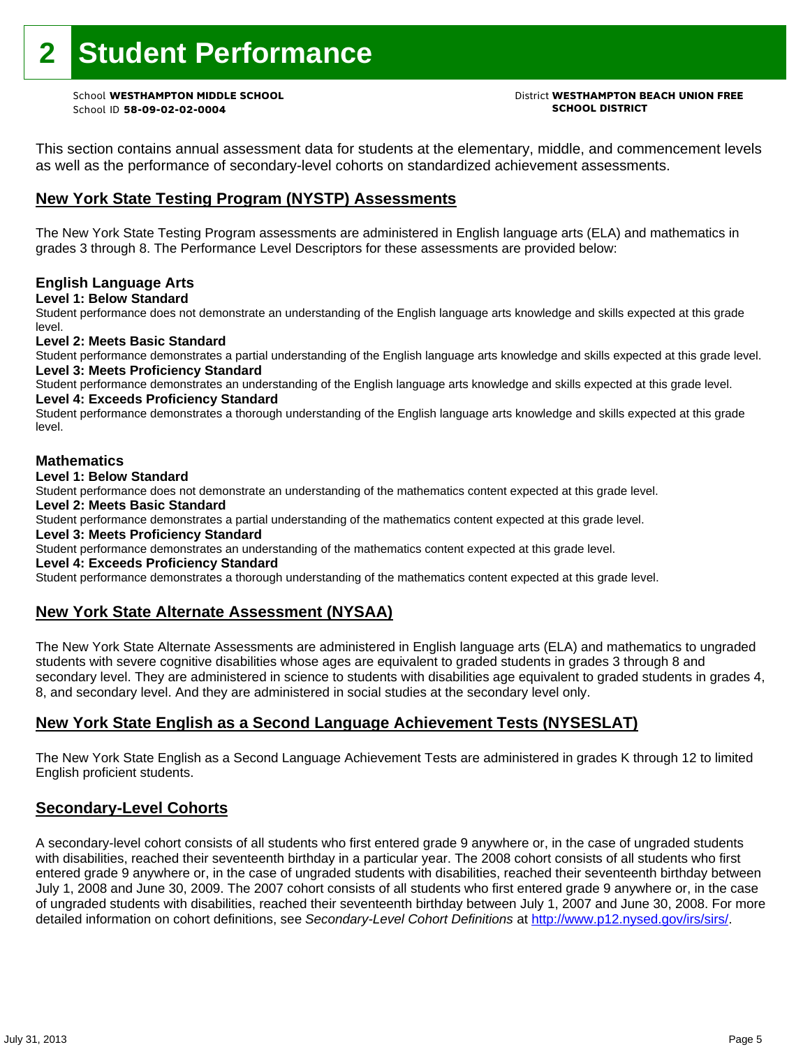# 2 Student Performance

School **WESTHAMPTON MIDDLE SCHOOL**
School ID **58-09-02-02-0004**

District **WESTHAMPTON BEACH UNION FREE SCHOOL DISTRICT**

This section contains annual assessment data for students at the elementary, middle, and commencement levels as well as the performance of secondary-level cohorts on standardized achievement assessments.

## New York State Testing Program (NYSTP) Assessments

The New York State Testing Program assessments are administered in English language arts (ELA) and mathematics in grades 3 through 8. The Performance Level Descriptors for these assessments are provided below:

### English Language Arts

**Level 1: Below Standard**
Student performance does not demonstrate an understanding of the English language arts knowledge and skills expected at this grade level.

**Level 2: Meets Basic Standard**
Student performance demonstrates a partial understanding of the English language arts knowledge and skills expected at this grade level.

**Level 3: Meets Proficiency Standard**
Student performance demonstrates an understanding of the English language arts knowledge and skills expected at this grade level.

**Level 4: Exceeds Proficiency Standard**
Student performance demonstrates a thorough understanding of the English language arts knowledge and skills expected at this grade level.

### Mathematics

**Level 1: Below Standard**
Student performance does not demonstrate an understanding of the mathematics content expected at this grade level.

**Level 2: Meets Basic Standard**
Student performance demonstrates a partial understanding of the mathematics content expected at this grade level.

**Level 3: Meets Proficiency Standard**
Student performance demonstrates an understanding of the mathematics content expected at this grade level.

**Level 4: Exceeds Proficiency Standard**
Student performance demonstrates a thorough understanding of the mathematics content expected at this grade level.

## New York State Alternate Assessment (NYSAA)

The New York State Alternate Assessments are administered in English language arts (ELA) and mathematics to ungraded students with severe cognitive disabilities whose ages are equivalent to graded students in grades 3 through 8 and secondary level. They are administered in science to students with disabilities age equivalent to graded students in grades 4, 8, and secondary level. And they are administered in social studies at the secondary level only.

## New York State English as a Second Language Achievement Tests (NYSESLAT)

The New York State English as a Second Language Achievement Tests are administered in grades K through 12 to limited English proficient students.

## Secondary-Level Cohorts

A secondary-level cohort consists of all students who first entered grade 9 anywhere or, in the case of ungraded students with disabilities, reached their seventeenth birthday in a particular year. The 2008 cohort consists of all students who first entered grade 9 anywhere or, in the case of ungraded students with disabilities, reached their seventeenth birthday between July 1, 2008 and June 30, 2009. The 2007 cohort consists of all students who first entered grade 9 anywhere or, in the case of ungraded students with disabilities, reached their seventeenth birthday between July 1, 2007 and June 30, 2008. For more detailed information on cohort definitions, see *Secondary-Level Cohort Definitions* at http://www.p12.nysed.gov/irs/sirs/.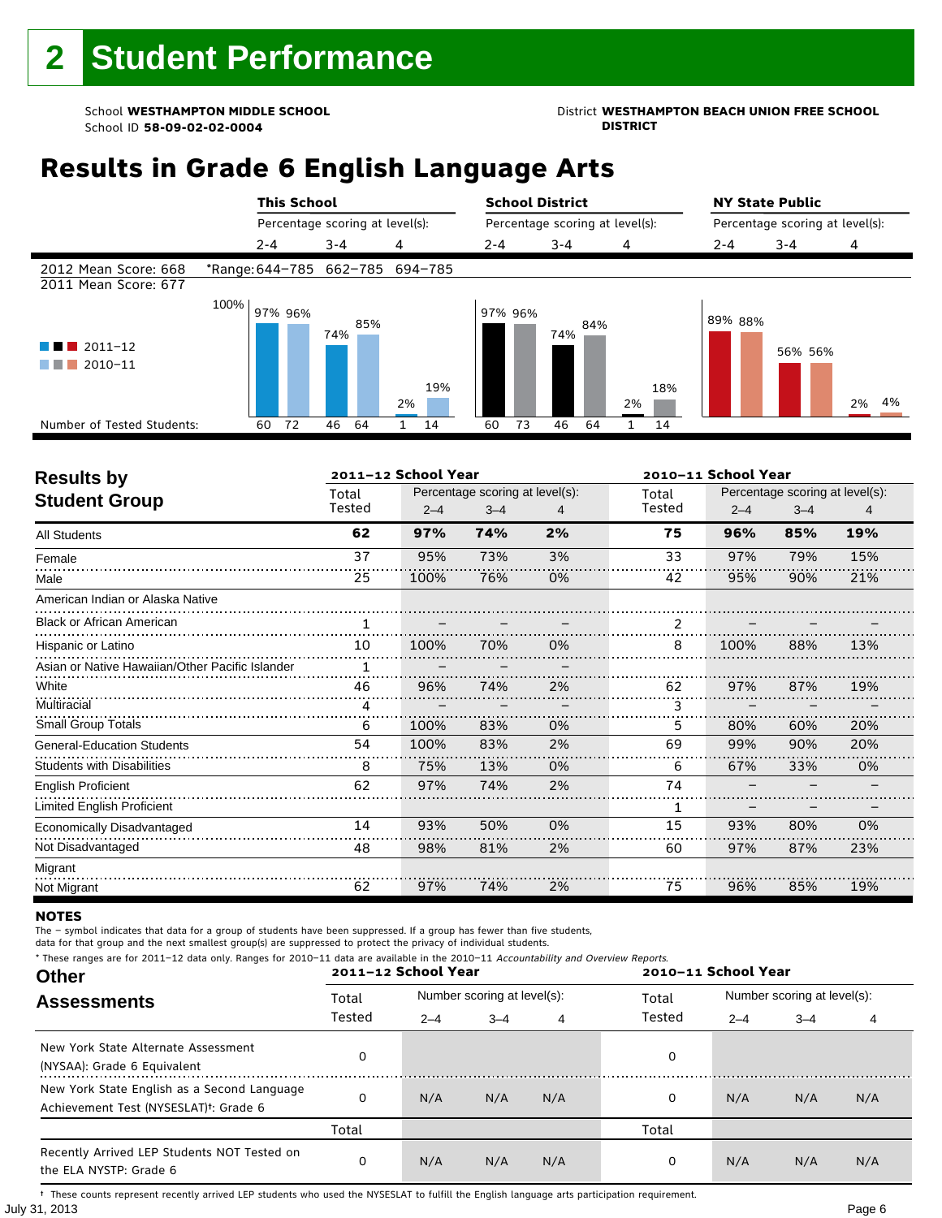# 2 Student Performance

School **WESTHAMPTON MIDDLE SCHOOL**
School ID **58-09-02-02-0004**

District **WESTHAMPTON BEACH UNION FREE SCHOOL DISTRICT**

## Results in Grade 6 English Language Arts

| | This School | | | School District | | | NY State Public | | |
|---|---|---|---|---|---|---|---|---|---|
| | Percentage scoring at level(s): | | | Percentage scoring at level(s): | | | Percentage scoring at level(s): | | |
| | 2–4 | 3–4 | 4 | 2–4 | 3–4 | 4 | 2–4 | 3–4 | 4 |
| 2012 Mean Score: 668 | *Range: 644–785 | 662–785 | 694–785 | | | | | | |
| 2011 Mean Score: 677 | | | | | | | | | |
| 2011–12 | 97% | 74% | 2% | 97% | 74% | 2% | 89% | 56% | 2% |
| 2010–11 | 96% | 85% | 19% | 96% | 84% | 18% | 88% | 56% | 4% |
| Number of Tested Students: 2011–12 | 60 | 46 | 1 | 60 | 46 | 1 | | | |
| Number of Tested Students: 2010–11 | 72 | 64 | 14 | 73 | 64 | 14 | | | |

## Results by Student Group

| | 2011–12 School Year | | | | 2010–11 School Year | | | |
|---|---|---|---|---|---|---|---|---|
| | Total Tested | Percentage scoring at level(s): | | | Total Tested | Percentage scoring at level(s): | | |
| | | 2–4 | 3–4 | 4 | | 2–4 | 3–4 | 4 |
| **All Students** | **62** | **97%** | **74%** | **2%** | **75** | **96%** | **85%** | **19%** |
| Female | 37 | 95% | 73% | 3% | 33 | 97% | 79% | 15% |
| Male | 25 | 100% | 76% | 0% | 42 | 95% | 90% | 21% |
| American Indian or Alaska Native | | | | | | | | |
| Black or African American | 1 | – | – | – | 2 | – | – | – |
| Hispanic or Latino | 10 | 100% | 70% | 0% | 8 | 100% | 88% | 13% |
| Asian or Native Hawaiian/Other Pacific Islander | 1 | – | – | – | | | | |
| White | 46 | 96% | 74% | 2% | 62 | 97% | 87% | 19% |
| Multiracial | 4 | – | – | – | 3 | – | – | – |
| Small Group Totals | 6 | 100% | 83% | 0% | 5 | 80% | 60% | 20% |
| General-Education Students | 54 | 100% | 83% | 2% | 69 | 99% | 90% | 20% |
| Students with Disabilities | 8 | 75% | 13% | 0% | 6 | 67% | 33% | 0% |
| English Proficient | 62 | 97% | 74% | 2% | 74 | – | – | – |
| Limited English Proficient | | | | | 1 | – | – | – |
| Economically Disadvantaged | 14 | 93% | 50% | 0% | 15 | 93% | 80% | 0% |
| Not Disadvantaged | 48 | 98% | 81% | 2% | 60 | 97% | 87% | 23% |
| Migrant | | | | | | | | |
| Not Migrant | 62 | 97% | 74% | 2% | 75 | 96% | 85% | 19% |

### NOTES

The – symbol indicates that data for a group of students have been suppressed. If a group has fewer than five students, data for that group and the next smallest group(s) are suppressed to protect the privacy of individual students.

\* These ranges are for 2011–12 data only. Ranges for 2010–11 data are available in the 2010–11 *Accountability and Overview Reports.*

## Other Assessments

| | 2011–12 School Year | | | | 2010–11 School Year | | | |
|---|---|---|---|---|---|---|---|---|
| | Total Tested | Number scoring at level(s): | | | Total Tested | Number scoring at level(s): | | |
| | | 2–4 | 3–4 | 4 | | 2–4 | 3–4 | 4 |
| New York State Alternate Assessment (NYSAA): Grade 6 Equivalent | 0 | | | | 0 | | | |
| New York State English as a Second Language Achievement Test (NYSESLAT)†: Grade 6 | 0 | N/A | N/A | N/A | 0 | N/A | N/A | N/A |
| | Total | | | | Total | | | |
| Recently Arrived LEP Students NOT Tested on the ELA NYSTP: Grade 6 | 0 | N/A | N/A | N/A | 0 | N/A | N/A | N/A |

† These counts represent recently arrived LEP students who used the NYSESLAT to fulfill the English language arts participation requirement.

July 31, 2013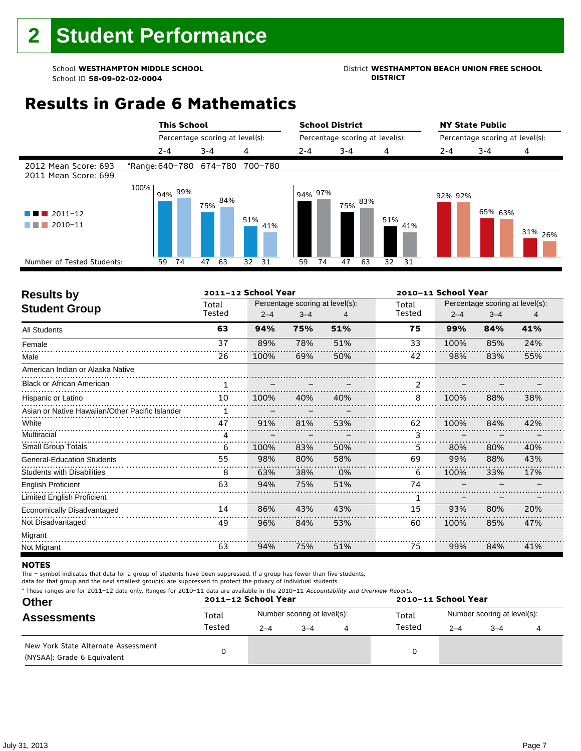# 2 Student Performance

School **WESTHAMPTON MIDDLE SCHOOL**
School ID **58-09-02-02-0004**

District **WESTHAMPTON BEACH UNION FREE SCHOOL DISTRICT**

## Results in Grade 6 Mathematics

2012 Mean Score: 693
2011 Mean Score: 699

*Range: 640–780 (2–4), 674–780 (3–4), 700–780 (4)

| | This School 2–4 | This School 3–4 | This School 4 | School District 2–4 | School District 3–4 | School District 4 | NY State Public 2–4 | NY State Public 3–4 | NY State Public 4 |
|---|---|---|---|---|---|---|---|---|---|
| 2011–12 | 94% | 75% | 51% | 94% | 75% | 51% | 92% | 65% | 31% |
| 2010–11 | 99% | 84% | 41% | 97% | 83% | 41% | 92% | 63% | 26% |
| Number of Tested Students (2011–12) | 59 | 47 | 32 | 59 | 47 | 32 | | | |
| Number of Tested Students (2010–11) | 74 | 63 | 31 | 74 | 63 | 31 | | | |

## Results by Student Group

| | 2011–12 School Year | | | | 2010–11 School Year | | | |
|---|---|---|---|---|---|---|---|---|
| | Total Tested | Percentage scoring at level(s): 2–4 | 3–4 | 4 | Total Tested | Percentage scoring at level(s): 2–4 | 3–4 | 4 |
| **All Students** | **63** | **94%** | **75%** | **51%** | **75** | **99%** | **84%** | **41%** |
| Female | 37 | 89% | 78% | 51% | 33 | 100% | 85% | 24% |
| Male | 26 | 100% | 69% | 50% | 42 | 98% | 83% | 55% |
| American Indian or Alaska Native | | | | | | | | |
| Black or African American | 1 | – | – | – | 2 | – | – | – |
| Hispanic or Latino | 10 | 100% | 40% | 40% | 8 | 100% | 88% | 38% |
| Asian or Native Hawaiian/Other Pacific Islander | 1 | – | – | – | | | | |
| White | 47 | 91% | 81% | 53% | 62 | 100% | 84% | 42% |
| Multiracial | 4 | – | – | – | 3 | – | – | – |
| Small Group Totals | 6 | 100% | 83% | 50% | 5 | 80% | 80% | 40% |
| General-Education Students | 55 | 98% | 80% | 58% | 69 | 99% | 88% | 43% |
| Students with Disabilities | 8 | 63% | 38% | 0% | 6 | 100% | 33% | 17% |
| English Proficient | 63 | 94% | 75% | 51% | 74 | – | – | – |
| Limited English Proficient | | | | | 1 | – | – | – |
| Economically Disadvantaged | 14 | 86% | 43% | 43% | 15 | 93% | 80% | 20% |
| Not Disadvantaged | 49 | 96% | 84% | 53% | 60 | 100% | 85% | 47% |
| Migrant | | | | | | | | |
| Not Migrant | 63 | 94% | 75% | 51% | 75 | 99% | 84% | 41% |

### NOTES

The – symbol indicates that data for a group of students have been suppressed. If a group has fewer than five students, data for that group and the next smallest group(s) are suppressed to protect the privacy of individual students.

\* These ranges are for 2011–12 data only. Ranges for 2010–11 data are available in the 2010–11 *Accountability and Overview Reports.*

## Other Assessments

| | 2011–12 School Year | | | | 2010–11 School Year | | | |
|---|---|---|---|---|---|---|---|---|
| | Total Tested | Number scoring at level(s): 2–4 | 3–4 | 4 | Total Tested | Number scoring at level(s): 2–4 | 3–4 | 4 |
| New York State Alternate Assessment (NYSAA): Grade 6 Equivalent | 0 | | | | 0 | | | |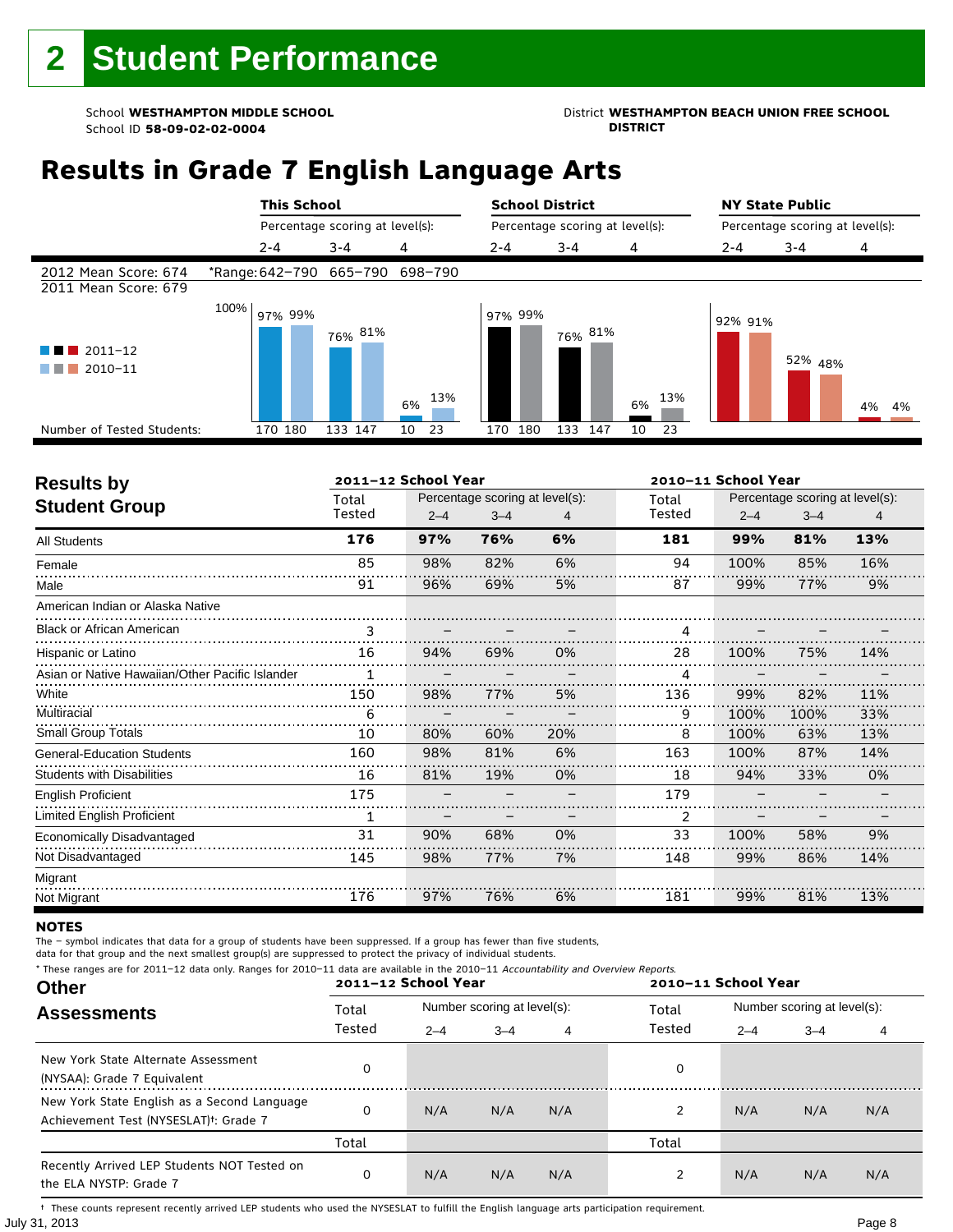# 2 Student Performance

School **WESTHAMPTON MIDDLE SCHOOL**
School ID **58-09-02-02-0004**

District **WESTHAMPTON BEACH UNION FREE SCHOOL DISTRICT**

## Results in Grade 7 English Language Arts

| | This School | | | School District | | | NY State Public | | |
|---|---|---|---|---|---|---|---|---|---|
| | Percentage scoring at level(s): | | | Percentage scoring at level(s): | | | Percentage scoring at level(s): | | |
| | 2–4 | 3–4 | 4 | 2–4 | 3–4 | 4 | 2–4 | 3–4 | 4 |
| 2012 Mean Score: 674 | *Range: 642–790 | 665–790 | 698–790 | | | | | | |
| 2011 Mean Score: 679 | | | | | | | | | |
| 2011–12 | 97% | 76% | 6% | 97% | 76% | 6% | 92% | 52% | 4% |
| 2010–11 | 99% | 81% | 13% | 99% | 81% | 13% | 91% | 48% | 4% |
| Number of Tested Students: 2011–12 | 170 | 133 | 10 | 170 | 133 | 10 | | | |
| Number of Tested Students: 2010–11 | 180 | 147 | 23 | 180 | 147 | 23 | | | |

| Results by Student Group | 2011–12 School Year | | | | 2010–11 School Year | | | |
|---|---|---|---|---|---|---|---|---|
| | Total Tested | Percentage scoring at level(s): 2–4 | 3–4 | 4 | Total Tested | Percentage scoring at level(s): 2–4 | 3–4 | 4 |
| **All Students** | **176** | **97%** | **76%** | **6%** | **181** | **99%** | **81%** | **13%** |
| Female | 85 | 98% | 82% | 6% | 94 | 100% | 85% | 16% |
| Male | 91 | 96% | 69% | 5% | 87 | 99% | 77% | 9% |
| American Indian or Alaska Native | | | | | | | | |
| Black or African American | 3 | – | – | – | 4 | – | – | – |
| Hispanic or Latino | 16 | 94% | 69% | 0% | 28 | 100% | 75% | 14% |
| Asian or Native Hawaiian/Other Pacific Islander | 1 | – | – | – | 4 | – | – | – |
| White | 150 | 98% | 77% | 5% | 136 | 99% | 82% | 11% |
| Multiracial | 6 | – | – | – | 9 | 100% | 100% | 33% |
| Small Group Totals | 10 | 80% | 60% | 20% | 8 | 100% | 63% | 13% |
| General-Education Students | 160 | 98% | 81% | 6% | 163 | 100% | 87% | 14% |
| Students with Disabilities | 16 | 81% | 19% | 0% | 18 | 94% | 33% | 0% |
| English Proficient | 175 | – | – | – | 179 | – | – | – |
| Limited English Proficient | 1 | – | – | – | 2 | – | – | – |
| Economically Disadvantaged | 31 | 90% | 68% | 0% | 33 | 100% | 58% | 9% |
| Not Disadvantaged | 145 | 98% | 77% | 7% | 148 | 99% | 86% | 14% |
| Migrant | | | | | | | | |
| Not Migrant | 176 | 97% | 76% | 6% | 181 | 99% | 81% | 13% |

**NOTES**

The – symbol indicates that data for a group of students have been suppressed. If a group has fewer than five students, data for that group and the next smallest group(s) are suppressed to protect the privacy of individual students.

\* These ranges are for 2011–12 data only. Ranges for 2010–11 data are available in the 2010–11 *Accountability and Overview Reports*.

| Other Assessments | 2011–12 School Year | | | | 2010–11 School Year | | | |
|---|---|---|---|---|---|---|---|---|
| | Total Tested | Number scoring at level(s): 2–4 | 3–4 | 4 | Total Tested | Number scoring at level(s): 2–4 | 3–4 | 4 |
| New York State Alternate Assessment (NYSAA): Grade 7 Equivalent | 0 | | | | 0 | | | |
| New York State English as a Second Language Achievement Test (NYSESLAT)†: Grade 7 | 0 | N/A | N/A | N/A | 2 | N/A | N/A | N/A |
| | Total | | | | Total | | | |
| Recently Arrived LEP Students NOT Tested on the ELA NYSTP: Grade 7 | 0 | N/A | N/A | N/A | 2 | N/A | N/A | N/A |

† These counts represent recently arrived LEP students who used the NYSESLAT to fulfill the English language arts participation requirement.

July 31, 2013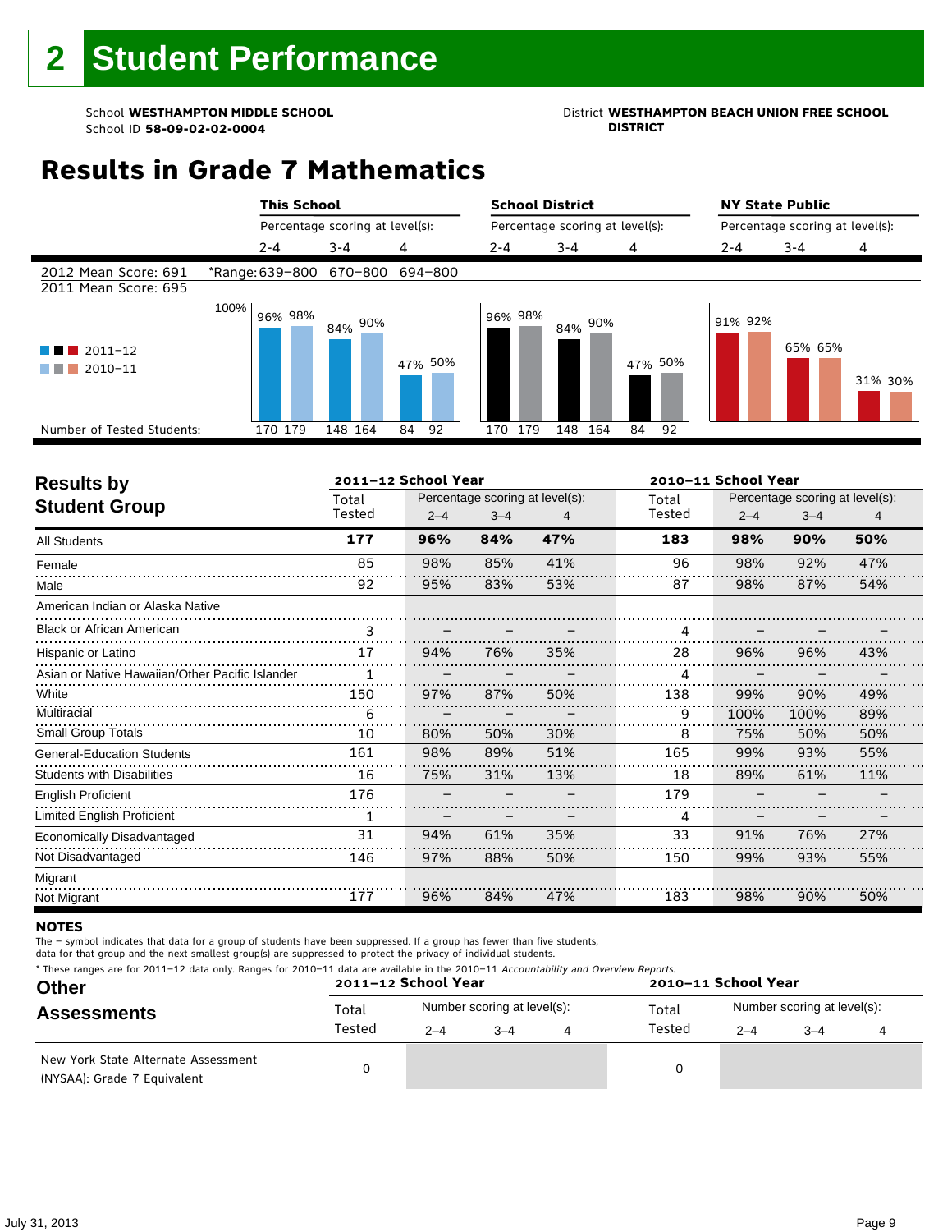# 2 Student Performance

School **WESTHAMPTON MIDDLE SCHOOL**
School ID **58-09-02-02-0004**

District **WESTHAMPTON BEACH UNION FREE SCHOOL DISTRICT**

## Results in Grade 7 Mathematics

| | This School | | | School District | | | NY State Public | | |
|---|---|---|---|---|---|---|---|---|---|
| | Percentage scoring at level(s): | | | Percentage scoring at level(s): | | | Percentage scoring at level(s): | | |
| | 2-4 | 3-4 | 4 | 2-4 | 3-4 | 4 | 2-4 | 3-4 | 4 |
| 2012 Mean Score: 691 | *Range: 639–800 | 670–800 | 694–800 | | | | | | |
| 2011 Mean Score: 695 | | | | | | | | | |
| 2011–12 | 96% | 84% | 47% | 96% | 84% | 47% | 91% | 65% | 31% |
| 2010–11 | 98% | 90% | 50% | 98% | 90% | 50% | 92% | 65% | 30% |
| Number of Tested Students: 2011–12 | 170 | 148 | 84 | 170 | 148 | 84 | | | |
| Number of Tested Students: 2010–11 | 179 | 164 | 92 | 179 | 164 | 92 | | | |

### Results by Student Group

| | 2011–12 School Year | | | | 2010–11 School Year | | | |
|---|---|---|---|---|---|---|---|---|
| | Total Tested | Percentage scoring at level(s): 2–4 | 3–4 | 4 | Total Tested | Percentage scoring at level(s): 2–4 | 3–4 | 4 |
| **All Students** | **177** | **96%** | **84%** | **47%** | **183** | **98%** | **90%** | **50%** |
| Female | 85 | 98% | 85% | 41% | 96 | 98% | 92% | 47% |
| Male | 92 | 95% | 83% | 53% | 87 | 98% | 87% | 54% |
| American Indian or Alaska Native | | | | | | | | |
| Black or African American | 3 | – | – | – | 4 | – | – | – |
| Hispanic or Latino | 17 | 94% | 76% | 35% | 28 | 96% | 96% | 43% |
| Asian or Native Hawaiian/Other Pacific Islander | 1 | – | – | – | 4 | – | – | – |
| White | 150 | 97% | 87% | 50% | 138 | 99% | 90% | 49% |
| Multiracial | 6 | – | – | – | 9 | 100% | 100% | 89% |
| Small Group Totals | 10 | 80% | 50% | 30% | 8 | 75% | 50% | 50% |
| General-Education Students | 161 | 98% | 89% | 51% | 165 | 99% | 93% | 55% |
| Students with Disabilities | 16 | 75% | 31% | 13% | 18 | 89% | 61% | 11% |
| English Proficient | 176 | – | – | – | 179 | – | – | – |
| Limited English Proficient | 1 | – | – | – | 4 | – | – | – |
| Economically Disadvantaged | 31 | 94% | 61% | 35% | 33 | 91% | 76% | 27% |
| Not Disadvantaged | 146 | 97% | 88% | 50% | 150 | 99% | 93% | 55% |
| Migrant | | | | | | | | |
| Not Migrant | 177 | 96% | 84% | 47% | 183 | 98% | 90% | 50% |

**NOTES**

The – symbol indicates that data for a group of students have been suppressed. If a group has fewer than five students, data for that group and the next smallest group(s) are suppressed to protect the privacy of individual students.

\* These ranges are for 2011–12 data only. Ranges for 2010–11 data are available in the 2010–11 *Accountability and Overview Reports.*

### Other Assessments

| | 2011–12 School Year | | | | 2010–11 School Year | | | |
|---|---|---|---|---|---|---|---|---|
| | Total Tested | Number scoring at level(s): 2–4 | 3–4 | 4 | Total Tested | Number scoring at level(s): 2–4 | 3–4 | 4 |
| New York State Alternate Assessment (NYSAA): Grade 7 Equivalent | 0 | | | | 0 | | | |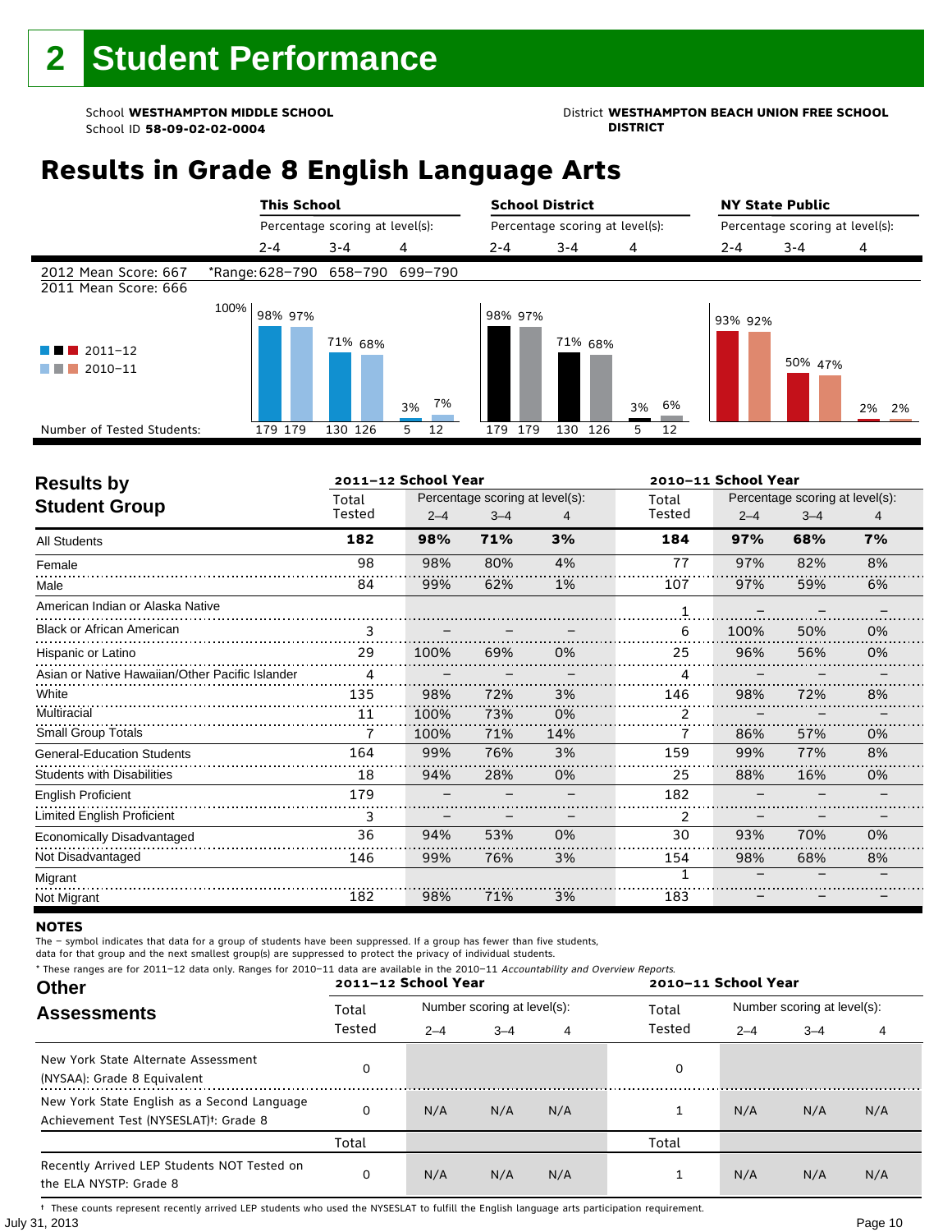# 2 Student Performance

School **WESTHAMPTON MIDDLE SCHOOL**
School ID **58-09-02-02-0004**

District **WESTHAMPTON BEACH UNION FREE SCHOOL DISTRICT**

## Results in Grade 8 English Language Arts

| | This School | | | School District | | | NY State Public | | |
|---|---|---|---|---|---|---|---|---|---|
| | Percentage scoring at level(s): | | | Percentage scoring at level(s): | | | Percentage scoring at level(s): | | |
| | 2-4 | 3-4 | 4 | 2-4 | 3-4 | 4 | 2-4 | 3-4 | 4 |
| 2012 Mean Score: 667 | *Range: 628–790 | 658–790 | 699–790 | | | | | | |
| 2011 Mean Score: 666 | | | | | | | | | |
| 2011–12 | 98% | 71% | 3% | 98% | 71% | 3% | 93% | 50% | 2% |
| 2010–11 | 97% | 68% | 7% | 97% | 68% | 6% | 92% | 47% | 2% |
| Number of Tested Students: 2011–12 | 179 | 130 | 5 | 179 | 130 | 5 | | | |
| Number of Tested Students: 2010–11 | 179 | 126 | 12 | 179 | 126 | 12 | | | |

## Results by Student Group

| | 2011–12 School Year | | | | 2010–11 School Year | | | |
|---|---|---|---|---|---|---|---|---|
| | Total Tested | Percentage scoring at level(s): 2–4 | 3–4 | 4 | Total Tested | Percentage scoring at level(s): 2–4 | 3–4 | 4 |
| **All Students** | **182** | **98%** | **71%** | **3%** | **184** | **97%** | **68%** | **7%** |
| Female | 98 | 98% | 80% | 4% | 77 | 97% | 82% | 8% |
| Male | 84 | 99% | 62% | 1% | 107 | 97% | 59% | 6% |
| American Indian or Alaska Native | | | | | 1 | – | – | – |
| Black or African American | 3 | – | – | – | 6 | 100% | 50% | 0% |
| Hispanic or Latino | 29 | 100% | 69% | 0% | 25 | 96% | 56% | 0% |
| Asian or Native Hawaiian/Other Pacific Islander | 4 | – | – | – | 4 | – | – | – |
| White | 135 | 98% | 72% | 3% | 146 | 98% | 72% | 8% |
| Multiracial | 11 | 100% | 73% | 0% | 2 | – | – | – |
| Small Group Totals | 7 | 100% | 71% | 14% | 7 | 86% | 57% | 0% |
| General-Education Students | 164 | 99% | 76% | 3% | 159 | 99% | 77% | 8% |
| Students with Disabilities | 18 | 94% | 28% | 0% | 25 | 88% | 16% | 0% |
| English Proficient | 179 | – | – | – | 182 | – | – | – |
| Limited English Proficient | 3 | – | – | – | 2 | – | – | – |
| Economically Disadvantaged | 36 | 94% | 53% | 0% | 30 | 93% | 70% | 0% |
| Not Disadvantaged | 146 | 99% | 76% | 3% | 154 | 98% | 68% | 8% |
| Migrant | | | | | 1 | – | – | – |
| Not Migrant | 182 | 98% | 71% | 3% | 183 | – | – | – |

**NOTES**

The – symbol indicates that data for a group of students have been suppressed. If a group has fewer than five students, data for that group and the next smallest group(s) are suppressed to protect the privacy of individual students.

\* These ranges are for 2011–12 data only. Ranges for 2010–11 data are available in the 2010–11 *Accountability and Overview Reports*.

## Other Assessments

| | 2011–12 School Year | | | | 2010–11 School Year | | | |
|---|---|---|---|---|---|---|---|---|
| | Total Tested | Number scoring at level(s): 2–4 | 3–4 | 4 | Total Tested | Number scoring at level(s): 2–4 | 3–4 | 4 |
| New York State Alternate Assessment (NYSAA): Grade 8 Equivalent | 0 | | | | 0 | | | |
| New York State English as a Second Language Achievement Test (NYSESLAT)†: Grade 8 | 0 | N/A | N/A | N/A | 1 | N/A | N/A | N/A |
| | Total | | | | Total | | | |
| Recently Arrived LEP Students NOT Tested on the ELA NYSTP: Grade 8 | 0 | N/A | N/A | N/A | 1 | N/A | N/A | N/A |

† These counts represent recently arrived LEP students who used the NYSESLAT to fulfill the English language arts participation requirement.

July 31, 2013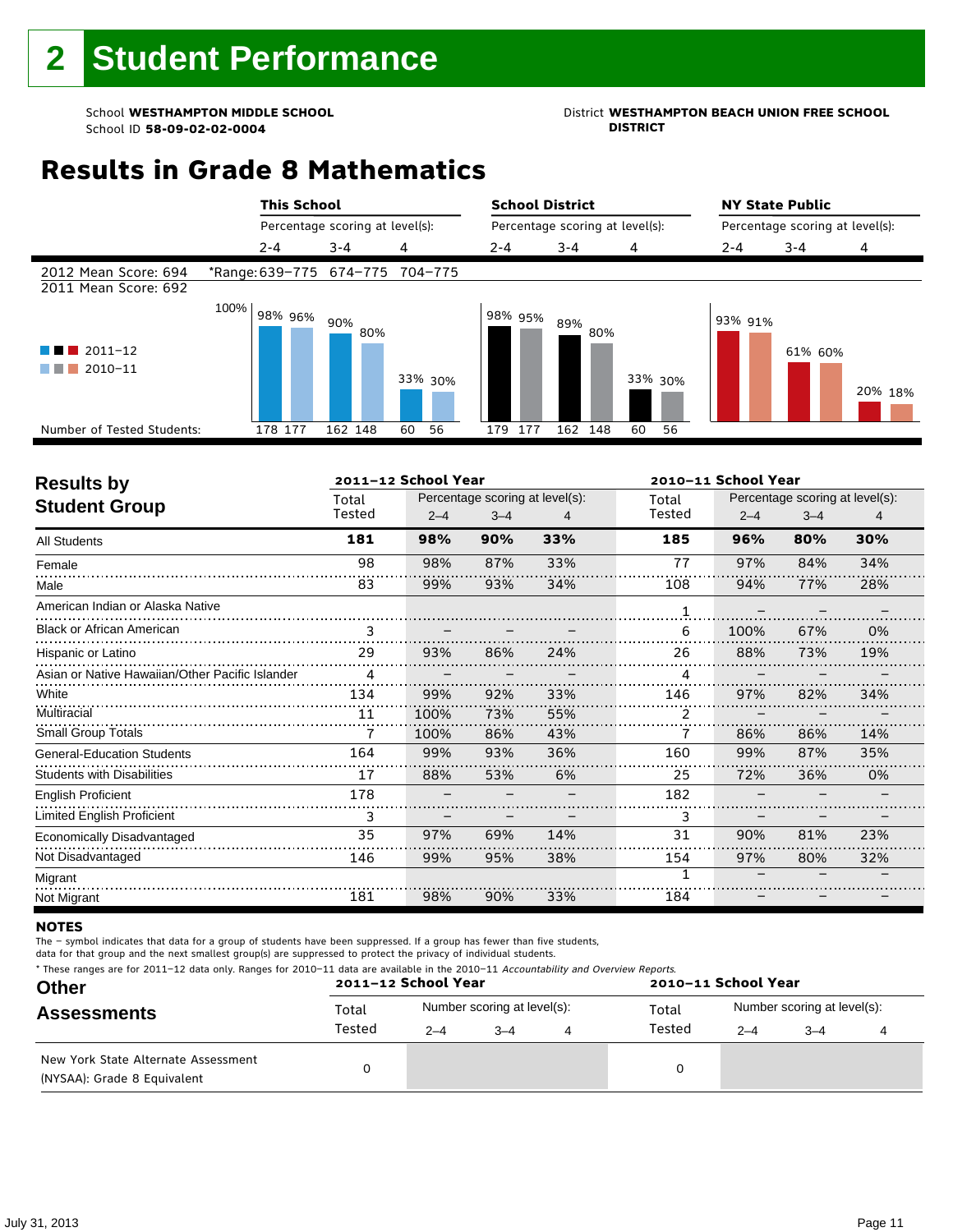# 2 Student Performance

School **WESTHAMPTON MIDDLE SCHOOL**
School ID **58-09-02-02-0004**

District **WESTHAMPTON BEACH UNION FREE SCHOOL DISTRICT**

## Results in Grade 8 Mathematics

| | This School | | | School District | | | NY State Public | | |
|---|---|---|---|---|---|---|---|---|---|
| | Percentage scoring at level(s): | | | Percentage scoring at level(s): | | | Percentage scoring at level(s): | | |
| | 2-4 | 3-4 | 4 | 2-4 | 3-4 | 4 | 2-4 | 3-4 | 4 |
| 2012 Mean Score: 694 / 2011 Mean Score: 692 | *Range: 639–775 | 674–775 | 704–775 | | | | | | |
| 2011–12 | 98% | 90% | 33% | 98% | 89% | 33% | 93% | 61% | 20% |
| 2010–11 | 96% | 80% | 30% | 95% | 80% | 30% | 91% | 60% | 18% |
| Number of Tested Students: 2011–12 | 178 | 162 | 60 | 179 | 162 | 60 | | | |
| Number of Tested Students: 2010–11 | 177 | 148 | 56 | 177 | 148 | 56 | | | |

## Results by Student Group

| | 2011–12 School Year | | | | 2010–11 School Year | | | |
|---|---|---|---|---|---|---|---|---|
| | Total Tested | Percentage scoring at level(s): 2–4 | 3–4 | 4 | Total Tested | Percentage scoring at level(s): 2–4 | 3–4 | 4 |
| **All Students** | **181** | **98%** | **90%** | **33%** | **185** | **96%** | **80%** | **30%** |
| Female | 98 | 98% | 87% | 33% | 77 | 97% | 84% | 34% |
| Male | 83 | 99% | 93% | 34% | 108 | 94% | 77% | 28% |
| American Indian or Alaska Native | | | | | 1 | – | – | – |
| Black or African American | 3 | – | – | – | 6 | 100% | 67% | 0% |
| Hispanic or Latino | 29 | 93% | 86% | 24% | 26 | 88% | 73% | 19% |
| Asian or Native Hawaiian/Other Pacific Islander | 4 | – | – | – | 4 | – | – | – |
| White | 134 | 99% | 92% | 33% | 146 | 97% | 82% | 34% |
| Multiracial | 11 | 100% | 73% | 55% | 2 | – | – | – |
| Small Group Totals | 7 | 100% | 86% | 43% | 7 | 86% | 86% | 14% |
| General-Education Students | 164 | 99% | 93% | 36% | 160 | 99% | 87% | 35% |
| Students with Disabilities | 17 | 88% | 53% | 6% | 25 | 72% | 36% | 0% |
| English Proficient | 178 | – | – | – | 182 | – | – | – |
| Limited English Proficient | 3 | – | – | – | 3 | – | – | – |
| Economically Disadvantaged | 35 | 97% | 69% | 14% | 31 | 90% | 81% | 23% |
| Not Disadvantaged | 146 | 99% | 95% | 38% | 154 | 97% | 80% | 32% |
| Migrant | | | | | 1 | – | – | – |
| Not Migrant | 181 | 98% | 90% | 33% | 184 | – | – | – |

**NOTES**

The – symbol indicates that data for a group of students have been suppressed. If a group has fewer than five students, data for that group and the next smallest group(s) are suppressed to protect the privacy of individual students.

\* These ranges are for 2011–12 data only. Ranges for 2010–11 data are available in the 2010–11 *Accountability and Overview Reports.*

## Other Assessments

| | 2011–12 School Year | | | | 2010–11 School Year | | | |
|---|---|---|---|---|---|---|---|---|
| | Total Tested | Number scoring at level(s): 2–4 | 3–4 | 4 | Total Tested | Number scoring at level(s): 2–4 | 3–4 | 4 |
| New York State Alternate Assessment (NYSAA): Grade 8 Equivalent | 0 | | | | 0 | | | |

July 31, 2013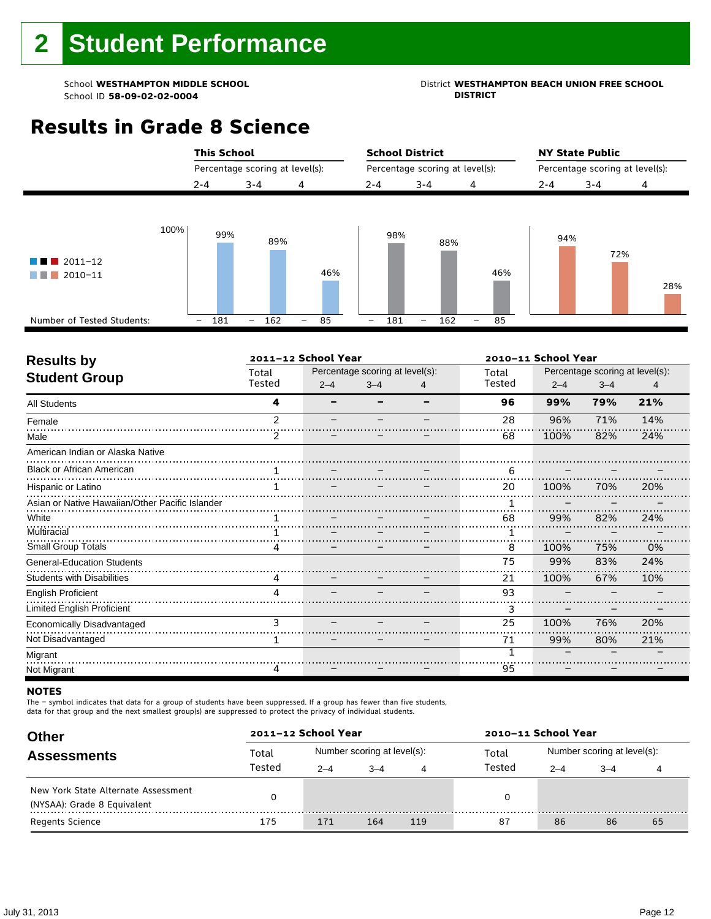# 2 Student Performance

School **WESTHAMPTON MIDDLE SCHOOL**
School ID **58-09-02-02-0004**

District **WESTHAMPTON BEACH UNION FREE SCHOOL DISTRICT**

## Results in Grade 8 Science

| | This School | | | School District | | | NY State Public | | |
|---|---|---|---|---|---|---|---|---|---|
| | Percentage scoring at level(s): | | | Percentage scoring at level(s): | | | Percentage scoring at level(s): | | |
| | 2-4 | 3-4 | 4 | 2-4 | 3-4 | 4 | 2-4 | 3-4 | 4 |
| 2011–12 | – | – | – | – | – | – | | | |
| 2010–11 | 99% | 89% | 46% | 98% | 88% | 46% | 94% | 72% | 28% |
| Number of Tested Students: | – 181 | – 162 | – 85 | – 181 | – 162 | – 85 | | | |

## Results by Student Group

| | 2011–12 School Year | | | | 2010–11 School Year | | | |
|---|---|---|---|---|---|---|---|---|
| | Total Tested | Percentage scoring at level(s): 2–4 | 3–4 | 4 | Total Tested | Percentage scoring at level(s): 2–4 | 3–4 | 4 |
| **All Students** | **4** | **–** | **–** | **–** | **96** | **99%** | **79%** | **21%** |
| Female | 2 | – | – | – | 28 | 96% | 71% | 14% |
| Male | 2 | – | – | – | 68 | 100% | 82% | 24% |
| American Indian or Alaska Native | | | | | | | | |
| Black or African American | 1 | – | – | – | 6 | – | – | – |
| Hispanic or Latino | 1 | – | – | – | 20 | 100% | 70% | 20% |
| Asian or Native Hawaiian/Other Pacific Islander | | | | | 1 | – | – | – |
| White | 1 | – | – | – | 68 | 99% | 82% | 24% |
| Multiracial | 1 | – | – | – | 1 | – | – | – |
| Small Group Totals | 4 | – | – | – | 8 | 100% | 75% | 0% |
| General-Education Students | | | | | 75 | 99% | 83% | 24% |
| Students with Disabilities | 4 | – | – | – | 21 | 100% | 67% | 10% |
| English Proficient | 4 | – | – | – | 93 | – | – | – |
| Limited English Proficient | | | | | 3 | – | – | – |
| Economically Disadvantaged | 3 | – | – | – | 25 | 100% | 76% | 20% |
| Not Disadvantaged | 1 | – | – | – | 71 | 99% | 80% | 21% |
| Migrant | | | | | 1 | – | – | – |
| Not Migrant | 4 | – | – | – | 95 | – | – | – |

**NOTES**

The – symbol indicates that data for a group of students have been suppressed. If a group has fewer than five students, data for that group and the next smallest group(s) are suppressed to protect the privacy of individual students.

## Other Assessments

| | 2011–12 School Year | | | | 2010–11 School Year | | | |
|---|---|---|---|---|---|---|---|---|
| | Total Tested | Number scoring at level(s): 2–4 | 3–4 | 4 | Total Tested | Number scoring at level(s): 2–4 | 3–4 | 4 |
| New York State Alternate Assessment (NYSAA): Grade 8 Equivalent | 0 | | | | 0 | | | |
| Regents Science | 175 | 171 | 164 | 119 | 87 | 86 | 86 | 65 |

July 31, 2013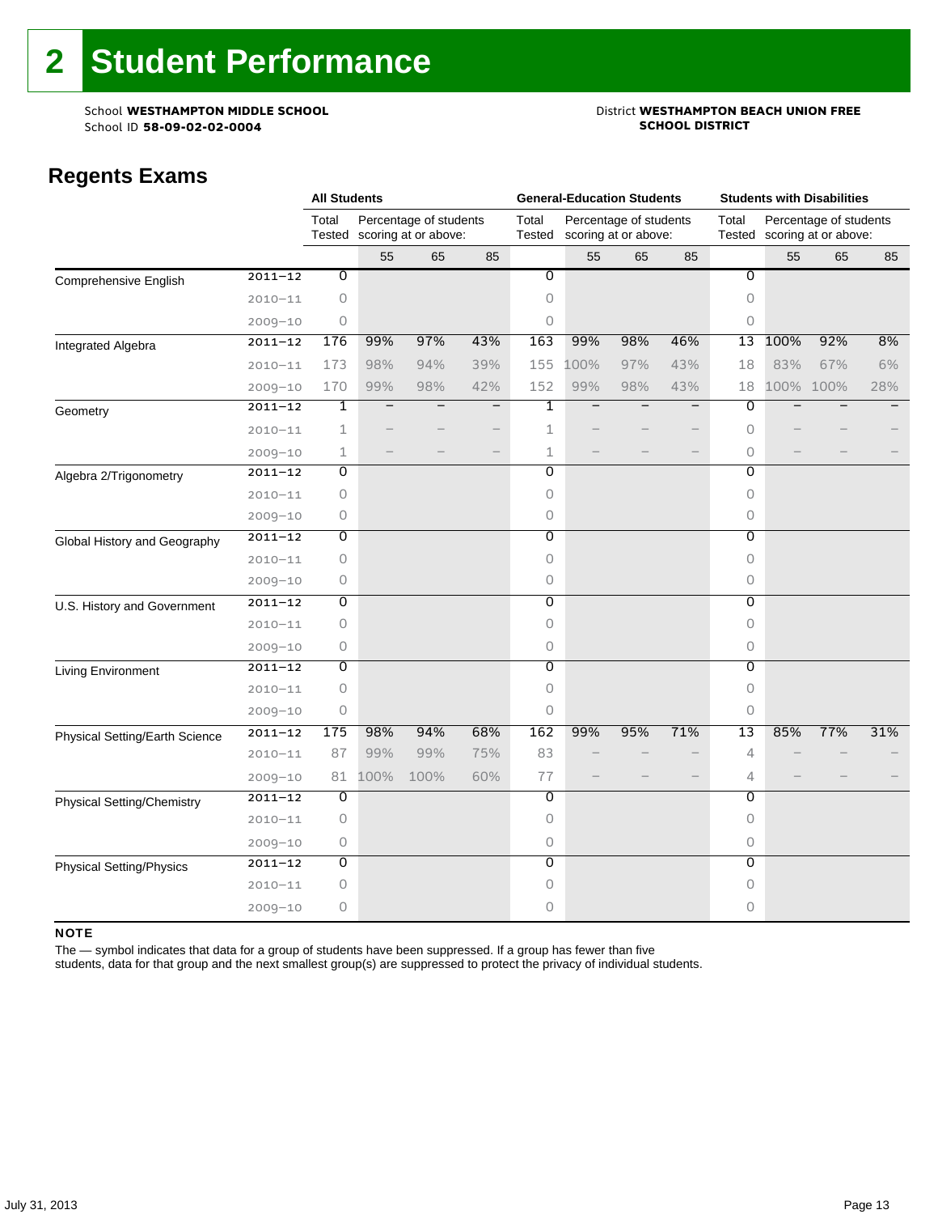# 2 Student Performance

School **WESTHAMPTON MIDDLE SCHOOL**
School ID **58-09-02-02-0004**

District **WESTHAMPTON BEACH UNION FREE SCHOOL DISTRICT**

## Regents Exams

| | | All Students | | | | General-Education Students | | | | Students with Disabilities | | | |
|---|---|---|---|---|---|---|---|---|---|---|---|---|---|
| | | Total Tested | Percentage of students scoring at or above: | | | Total Tested | Percentage of students scoring at or above: | | | Total Tested | Percentage of students scoring at or above: | | |
| | | | 55 | 65 | 85 | | 55 | 65 | 85 | | 55 | 65 | 85 |
| Comprehensive English | 2011–12 | 0 | | | | 0 | | | | 0 | | | |
| | 2010–11 | 0 | | | | 0 | | | | 0 | | | |
| | 2009–10 | 0 | | | | 0 | | | | 0 | | | |
| Integrated Algebra | 2011–12 | 176 | 99% | 97% | 43% | 163 | 99% | 98% | 46% | 13 | 100% | 92% | 8% |
| | 2010–11 | 173 | 98% | 94% | 39% | 155 | 100% | 97% | 43% | 18 | 83% | 67% | 6% |
| | 2009–10 | 170 | 99% | 98% | 42% | 152 | 99% | 98% | 43% | 18 | 100% | 100% | 28% |
| Geometry | 2011–12 | 1 | – | – | – | 1 | – | – | – | 0 | – | – | – |
| | 2010–11 | 1 | – | – | – | 1 | – | – | – | 0 | – | – | – |
| | 2009–10 | 1 | – | – | – | 1 | – | – | – | 0 | – | – | – |
| Algebra 2/Trigonometry | 2011–12 | 0 | | | | 0 | | | | 0 | | | |
| | 2010–11 | 0 | | | | 0 | | | | 0 | | | |
| | 2009–10 | 0 | | | | 0 | | | | 0 | | | |
| Global History and Geography | 2011–12 | 0 | | | | 0 | | | | 0 | | | |
| | 2010–11 | 0 | | | | 0 | | | | 0 | | | |
| | 2009–10 | 0 | | | | 0 | | | | 0 | | | |
| U.S. History and Government | 2011–12 | 0 | | | | 0 | | | | 0 | | | |
| | 2010–11 | 0 | | | | 0 | | | | 0 | | | |
| | 2009–10 | 0 | | | | 0 | | | | 0 | | | |
| Living Environment | 2011–12 | 0 | | | | 0 | | | | 0 | | | |
| | 2010–11 | 0 | | | | 0 | | | | 0 | | | |
| | 2009–10 | 0 | | | | 0 | | | | 0 | | | |
| Physical Setting/Earth Science | 2011–12 | 175 | 98% | 94% | 68% | 162 | 99% | 95% | 71% | 13 | 85% | 77% | 31% |
| | 2010–11 | 87 | 99% | 99% | 75% | 83 | – | – | – | 4 | – | – | – |
| | 2009–10 | 81 | 100% | 100% | 60% | 77 | – | – | – | 4 | – | – | – |
| Physical Setting/Chemistry | 2011–12 | 0 | | | | 0 | | | | 0 | | | |
| | 2010–11 | 0 | | | | 0 | | | | 0 | | | |
| | 2009–10 | 0 | | | | 0 | | | | 0 | | | |
| Physical Setting/Physics | 2011–12 | 0 | | | | 0 | | | | 0 | | | |
| | 2010–11 | 0 | | | | 0 | | | | 0 | | | |
| | 2009–10 | 0 | | | | 0 | | | | 0 | | | |

**NOTE**

The — symbol indicates that data for a group of students have been suppressed. If a group has fewer than five students, data for that group and the next smallest group(s) are suppressed to protect the privacy of individual students.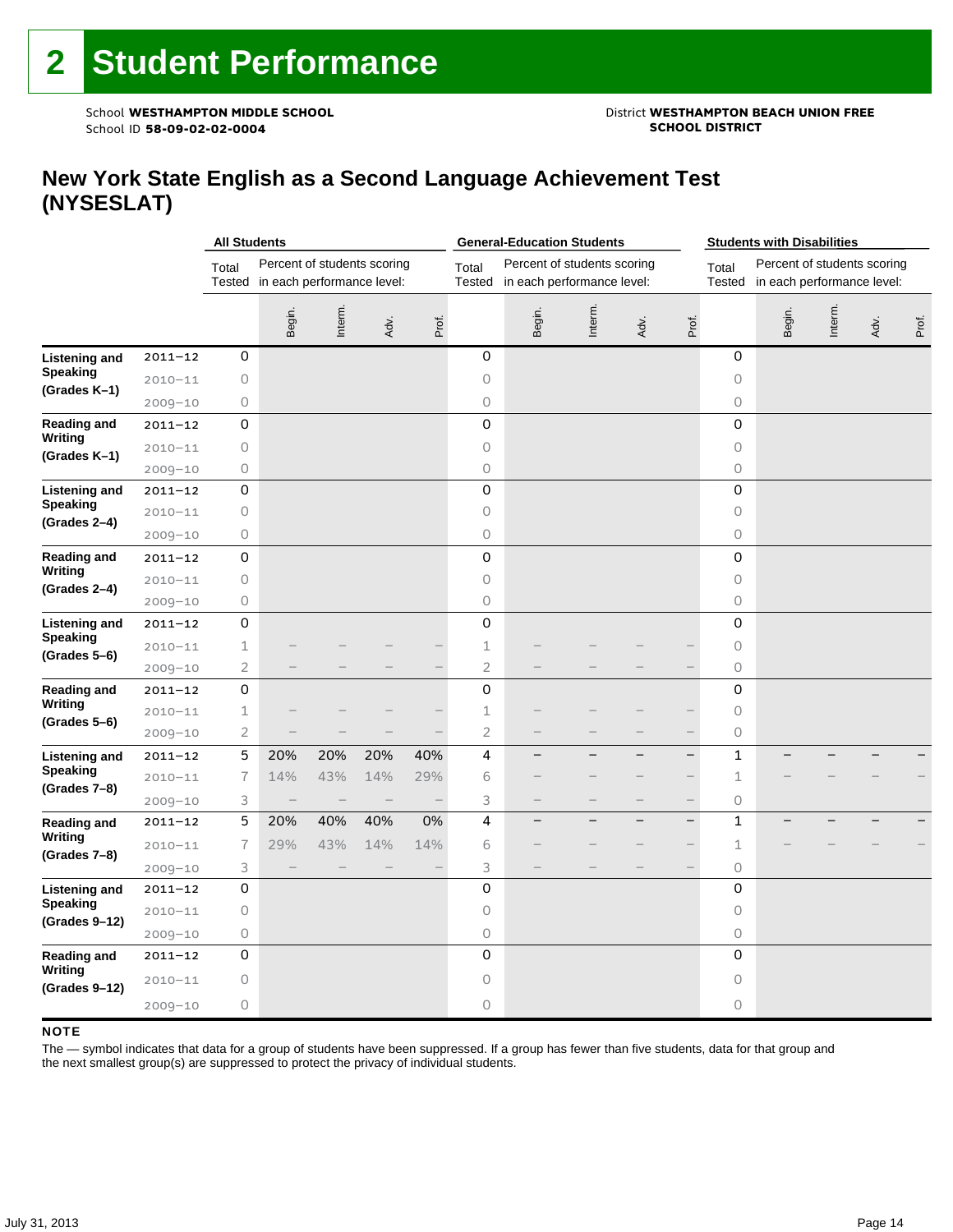# 2 Student Performance

School **WESTHAMPTON MIDDLE SCHOOL**
School ID **58-09-02-02-0004**

District **WESTHAMPTON BEACH UNION FREE SCHOOL DISTRICT**

## New York State English as a Second Language Achievement Test (NYSESLAT)

| | | All Students | | | | | General-Education Students | | | | | Students with Disabilities | | | | |
|---|---|---|---|---|---|---|---|---|---|---|---|---|---|---|---|---|
| | | Total Tested | Percent of students scoring in each performance level: | | | | Total Tested | Percent of students scoring in each performance level: | | | | Total Tested | Percent of students scoring in each performance level: | | | |
| | | | Begin. | Interm. | Adv. | Prof. | | Begin. | Interm. | Adv. | Prof. | | Begin. | Interm. | Adv. | Prof. |
| **Listening and Speaking (Grades K–1)** | 2011–12 | 0 | | | | | 0 | | | | | 0 | | | | |
| | 2010–11 | 0 | | | | | 0 | | | | | 0 | | | | |
| | 2009–10 | 0 | | | | | 0 | | | | | 0 | | | | |
| **Reading and Writing (Grades K–1)** | 2011–12 | 0 | | | | | 0 | | | | | 0 | | | | |
| | 2010–11 | 0 | | | | | 0 | | | | | 0 | | | | |
| | 2009–10 | 0 | | | | | 0 | | | | | 0 | | | | |
| **Listening and Speaking (Grades 2–4)** | 2011–12 | 0 | | | | | 0 | | | | | 0 | | | | |
| | 2010–11 | 0 | | | | | 0 | | | | | 0 | | | | |
| | 2009–10 | 0 | | | | | 0 | | | | | 0 | | | | |
| **Reading and Writing (Grades 2–4)** | 2011–12 | 0 | | | | | 0 | | | | | 0 | | | | |
| | 2010–11 | 0 | | | | | 0 | | | | | 0 | | | | |
| | 2009–10 | 0 | | | | | 0 | | | | | 0 | | | | |
| **Listening and Speaking (Grades 5–6)** | 2011–12 | 0 | | | | | 0 | | | | | 0 | | | | |
| | 2010–11 | 1 | — | — | — | — | 1 | — | — | — | — | 0 | | | | |
| | 2009–10 | 2 | — | — | — | — | 2 | — | — | — | — | 0 | | | | |
| **Reading and Writing (Grades 5–6)** | 2011–12 | 0 | | | | | 0 | | | | | 0 | | | | |
| | 2010–11 | 1 | — | — | — | — | 1 | — | — | — | — | 0 | | | | |
| | 2009–10 | 2 | — | — | — | — | 2 | — | — | — | — | 0 | | | | |
| **Listening and Speaking (Grades 7–8)** | 2011–12 | 5 | 20% | 20% | 20% | 40% | 4 | — | — | — | — | 1 | — | — | — | — |
| | 2010–11 | 7 | 14% | 43% | 14% | 29% | 6 | — | — | — | — | 1 | — | — | — | — |
| | 2009–10 | 3 | — | — | — | — | 3 | — | — | — | — | 0 | | | | |
| **Reading and Writing (Grades 7–8)** | 2011–12 | 5 | 20% | 40% | 40% | 0% | 4 | — | — | — | — | 1 | — | — | — | — |
| | 2010–11 | 7 | 29% | 43% | 14% | 14% | 6 | — | — | — | — | 1 | — | — | — | — |
| | 2009–10 | 3 | — | — | — | — | 3 | — | — | — | — | 0 | | | | |
| **Listening and Speaking (Grades 9–12)** | 2011–12 | 0 | | | | | 0 | | | | | 0 | | | | |
| | 2010–11 | 0 | | | | | 0 | | | | | 0 | | | | |
| | 2009–10 | 0 | | | | | 0 | | | | | 0 | | | | |
| **Reading and Writing (Grades 9–12)** | 2011–12 | 0 | | | | | 0 | | | | | 0 | | | | |
| | 2010–11 | 0 | | | | | 0 | | | | | 0 | | | | |
| | 2009–10 | 0 | | | | | 0 | | | | | 0 | | | | |

**NOTE**

The — symbol indicates that data for a group of students have been suppressed. If a group has fewer than five students, data for that group and the next smallest group(s) are suppressed to protect the privacy of individual students.